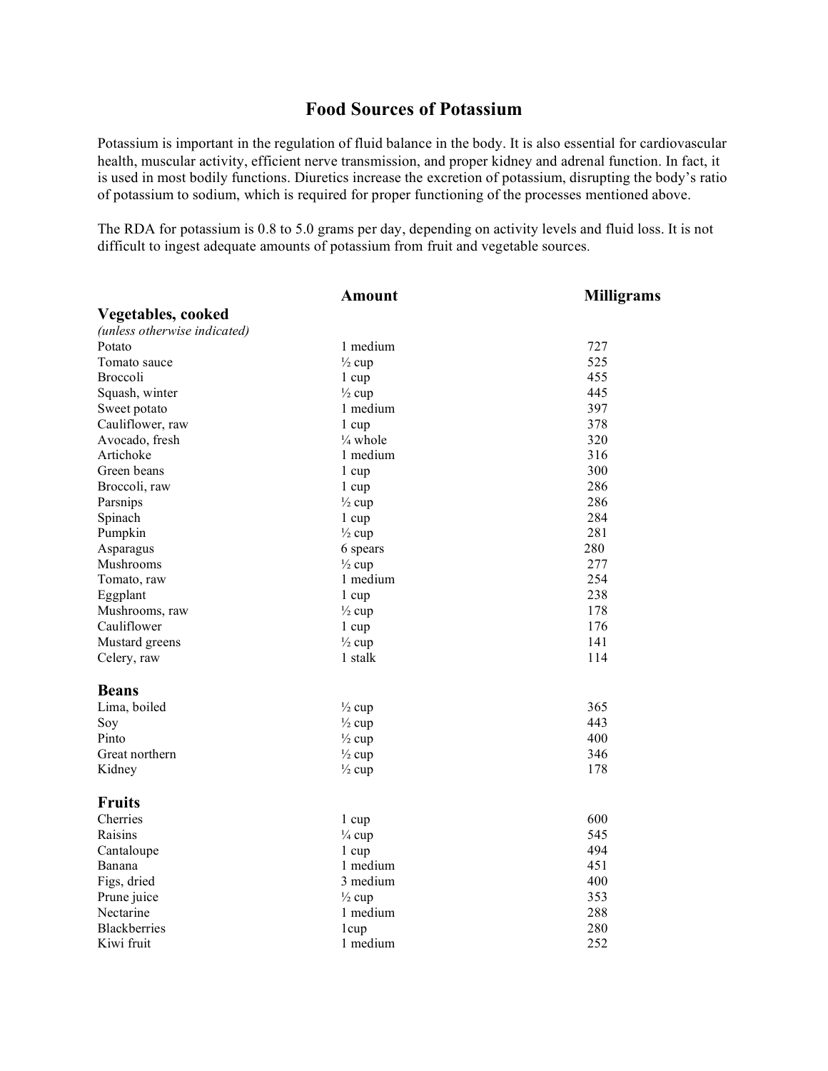# Food Sources of Potassium

Potassium is important in the regulation of fluid balance in the body. It is also essential for cardiovascular health, muscular activity, efficient nerve transmission, and proper kidney and adrenal function. In fact, it is used in most bodily functions. Diuretics increase the excretion of potassium, disrupting the body's ratio of potassium to sodium, which is required for proper functioning of the processes mentioned above.

The RDA for potassium is 0.8 to 5.0 grams per day, depending on activity levels and fluid loss. It is not difficult to ingest adequate amounts of potassium from fruit and vegetable sources.

| | **Amount** | **Milligrams** |
|---|---|---|
| **Vegetables, cooked** *(unless otherwise indicated)* | | |
| Potato | 1 medium | 727 |
| Tomato sauce | ½ cup | 525 |
| Broccoli | 1 cup | 455 |
| Squash, winter | ½ cup | 445 |
| Sweet potato | 1 medium | 397 |
| Cauliflower, raw | 1 cup | 378 |
| Avocado, fresh | ¼ whole | 320 |
| Artichoke | 1 medium | 316 |
| Green beans | 1 cup | 300 |
| Broccoli, raw | 1 cup | 286 |
| Parsnips | ½ cup | 286 |
| Spinach | 1 cup | 284 |
| Pumpkin | ½ cup | 281 |
| Asparagus | 6 spears | 280 |
| Mushrooms | ½ cup | 277 |
| Tomato, raw | 1 medium | 254 |
| Eggplant | 1 cup | 238 |
| Mushrooms, raw | ½ cup | 178 |
| Cauliflower | 1 cup | 176 |
| Mustard greens | ½ cup | 141 |
| Celery, raw | 1 stalk | 114 |
| **Beans** | | |
| Lima, boiled | ½ cup | 365 |
| Soy | ½ cup | 443 |
| Pinto | ½ cup | 400 |
| Great northern | ½ cup | 346 |
| Kidney | ½ cup | 178 |
| **Fruits** | | |
| Cherries | 1 cup | 600 |
| Raisins | ¼ cup | 545 |
| Cantaloupe | 1 cup | 494 |
| Banana | 1 medium | 451 |
| Figs, dried | 3 medium | 400 |
| Prune juice | ½ cup | 353 |
| Nectarine | 1 medium | 288 |
| Blackberries | 1cup | 280 |
| Kiwi fruit | 1 medium | 252 |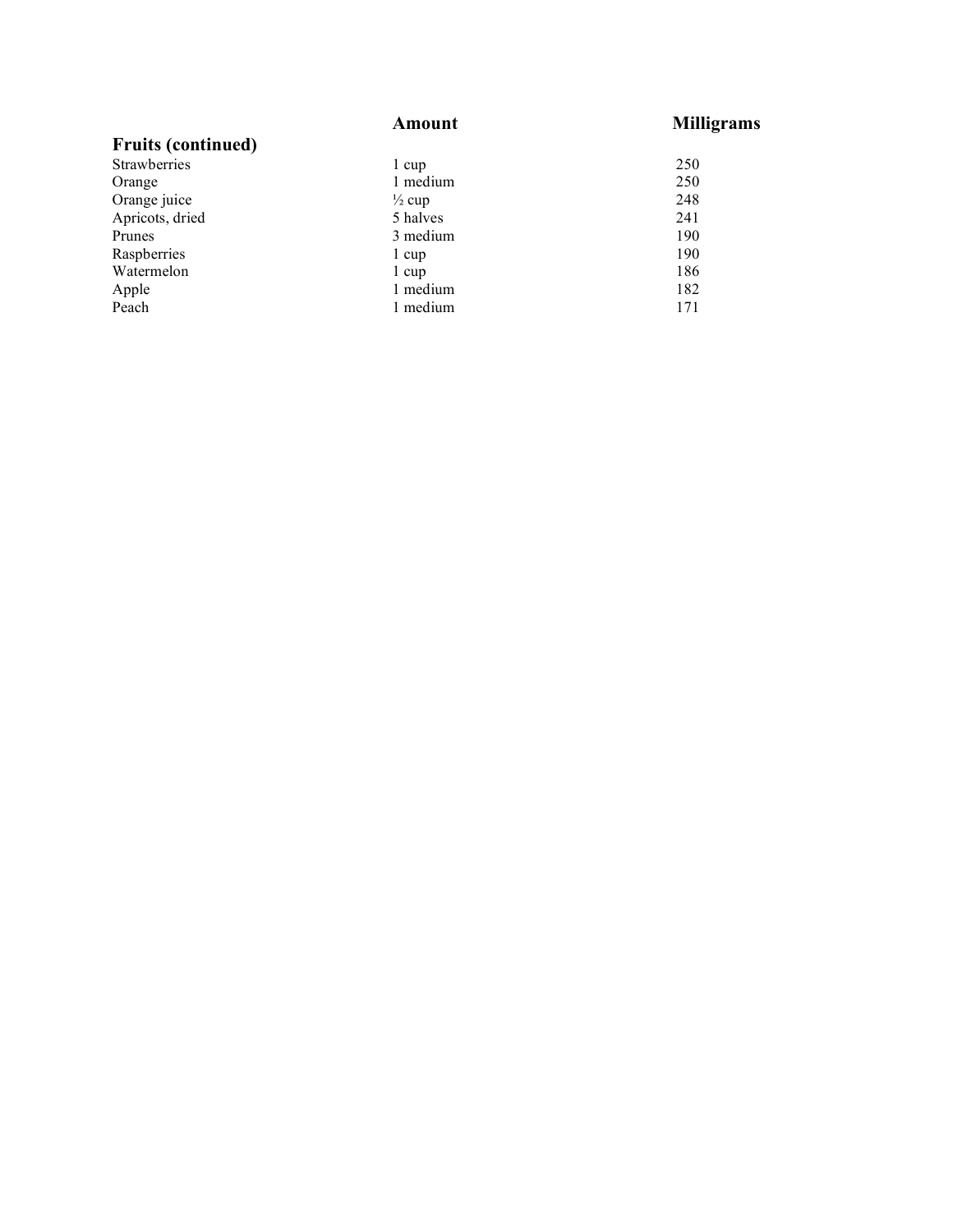| | Amount | Milligrams |
|---|---|---|
| **Fruits (continued)** | | |
| Strawberries | 1 cup | 250 |
| Orange | 1 medium | 250 |
| Orange juice | ½ cup | 248 |
| Apricots, dried | 5 halves | 241 |
| Prunes | 3 medium | 190 |
| Raspberries | 1 cup | 190 |
| Watermelon | 1 cup | 186 |
| Apple | 1 medium | 182 |
| Peach | 1 medium | 171 |